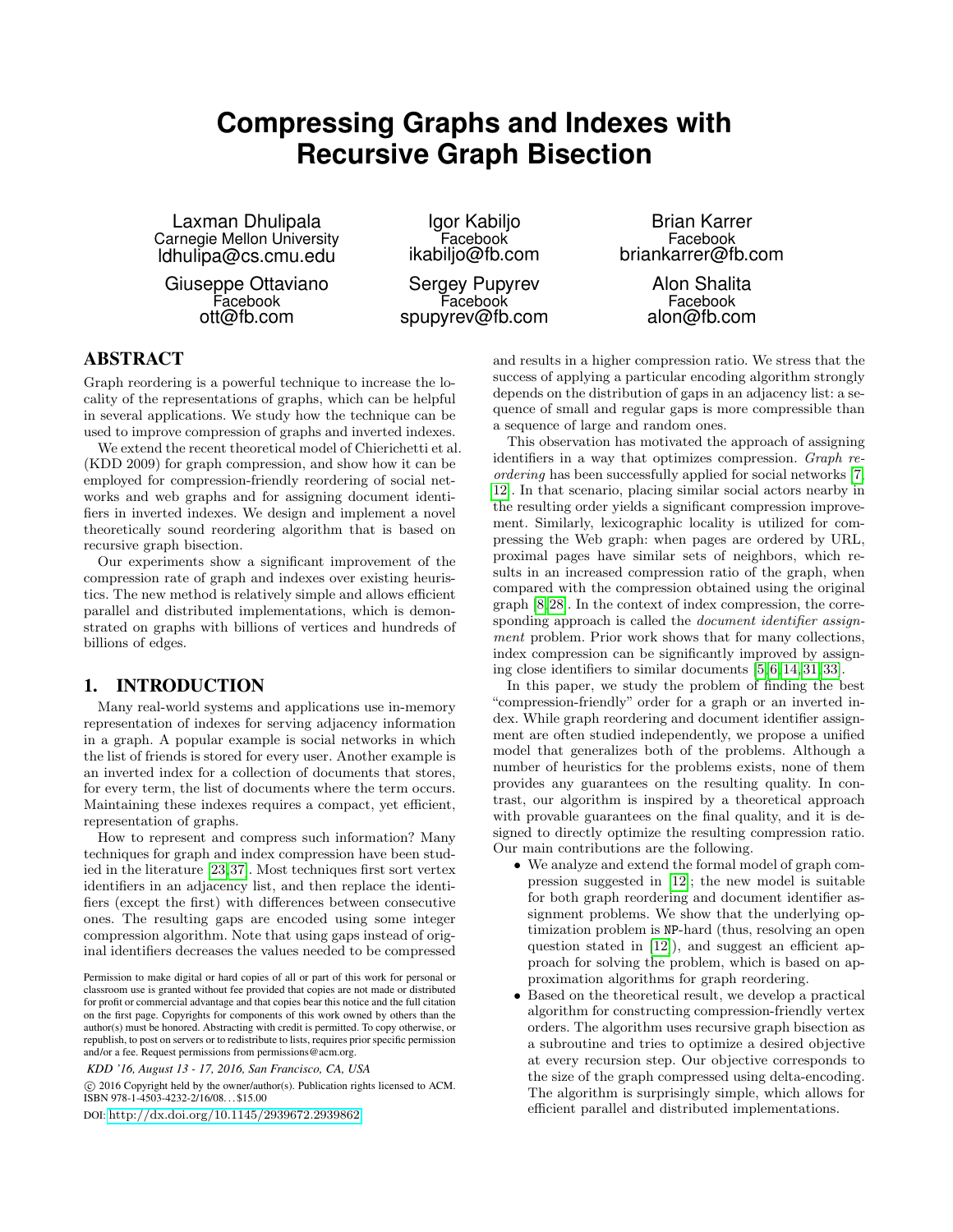# Compressing Graphs and Indexes with Recursive Graph Bisection

Laxman Dhulipala
Carnegie Mellon University
ldhulipa@cs.cmu.edu

Igor Kabiljo
Facebook
ikabiljo@fb.com

Brian Karrer
Facebook
briankarrer@fb.com

Giuseppe Ottaviano
Facebook
ott@fb.com

Sergey Pupyrev
Facebook
spupyrev@fb.com

Alon Shalita
Facebook
alon@fb.com

## ABSTRACT

Graph reordering is a powerful technique to increase the locality of the representations of graphs, which can be helpful in several applications. We study how the technique can be used to improve compression of graphs and inverted indexes.

We extend the recent theoretical model of Chierichetti et al. (KDD 2009) for graph compression, and show how it can be employed for compression-friendly reordering of social networks and web graphs and for assigning document identifiers in inverted indexes. We design and implement a novel theoretically sound reordering algorithm that is based on recursive graph bisection.

Our experiments show a significant improvement of the compression rate of graph and indexes over existing heuristics. The new method is relatively simple and allows efficient parallel and distributed implementations, which is demonstrated on graphs with billions of vertices and hundreds of billions of edges.

## 1. INTRODUCTION

Many real-world systems and applications use in-memory representation of indexes for serving adjacency information in a graph. A popular example is social networks in which the list of friends is stored for every user. Another example is an inverted index for a collection of documents that stores, for every term, the list of documents where the term occurs. Maintaining these indexes requires a compact, yet efficient, representation of graphs.

How to represent and compress such information? Many techniques for graph and index compression have been studied in the literature [23, 37]. Most techniques first sort vertex identifiers in an adjacency list, and then replace the identifiers (except the first) with differences between consecutive ones. The resulting gaps are encoded using some integer compression algorithm. Note that using gaps instead of original identifiers decreases the values needed to be compressed and results in a higher compression ratio. We stress that the success of applying a particular encoding algorithm strongly depends on the distribution of gaps in an adjacency list: a sequence of small and regular gaps is more compressible than a sequence of large and random ones.

This observation has motivated the approach of assigning identifiers in a way that optimizes compression. *Graph reordering* has been successfully applied for social networks [7, 12]. In that scenario, placing similar social actors nearby in the resulting order yields a significant compression improvement. Similarly, lexicographic locality is utilized for compressing the Web graph: when pages are ordered by URL, proximal pages have similar sets of neighbors, which results in an increased compression ratio of the graph, when compared with the compression obtained using the original graph [8, 28]. In the context of index compression, the corresponding approach is called the *document identifier assignment* problem. Prior work shows that for many collections, index compression can be significantly improved by assigning close identifiers to similar documents [5, 6, 14, 31, 33].

In this paper, we study the problem of finding the best "compression-friendly" order for a graph or an inverted index. While graph reordering and document identifier assignment are often studied independently, we propose a unified model that generalizes both of the problems. Although a number of heuristics for the problems exists, none of them provides any guarantees on the resulting quality. In contrast, our algorithm is inspired by a theoretical approach with provable guarantees on the final quality, and it is designed to directly optimize the resulting compression ratio. Our main contributions are the following.

- We analyze and extend the formal model of graph compression suggested in [12]; the new model is suitable for both graph reordering and document identifier assignment problems. We show that the underlying optimization problem is NP-hard (thus, resolving an open question stated in [12]), and suggest an efficient approach for solving the problem, which is based on approximation algorithms for graph reordering.
- Based on the theoretical result, we develop a practical algorithm for constructing compression-friendly vertex orders. The algorithm uses recursive graph bisection as a subroutine and tries to optimize a desired objective at every recursion step. Our objective corresponds to the size of the graph compressed using delta-encoding. The algorithm is surprisingly simple, which allows for efficient parallel and distributed implementations.

Permission to make digital or hard copies of all or part of this work for personal or classroom use is granted without fee provided that copies are not made or distributed for profit or commercial advantage and that copies bear this notice and the full citation on the first page. Copyrights for components of this work owned by others than the author(s) must be honored. Abstracting with credit is permitted. To copy otherwise, or republish, to post on servers or to redistribute to lists, requires prior specific permission and/or a fee. Request permissions from permissions@acm.org.

*KDD '16, August 13 - 17, 2016, San Francisco, CA, USA*

© 2016 Copyright held by the owner/author(s). Publication rights licensed to ACM. ISBN 978-1-4503-4232-2/16/08...$15.00

DOI: http://dx.doi.org/10.1145/2939672.2939862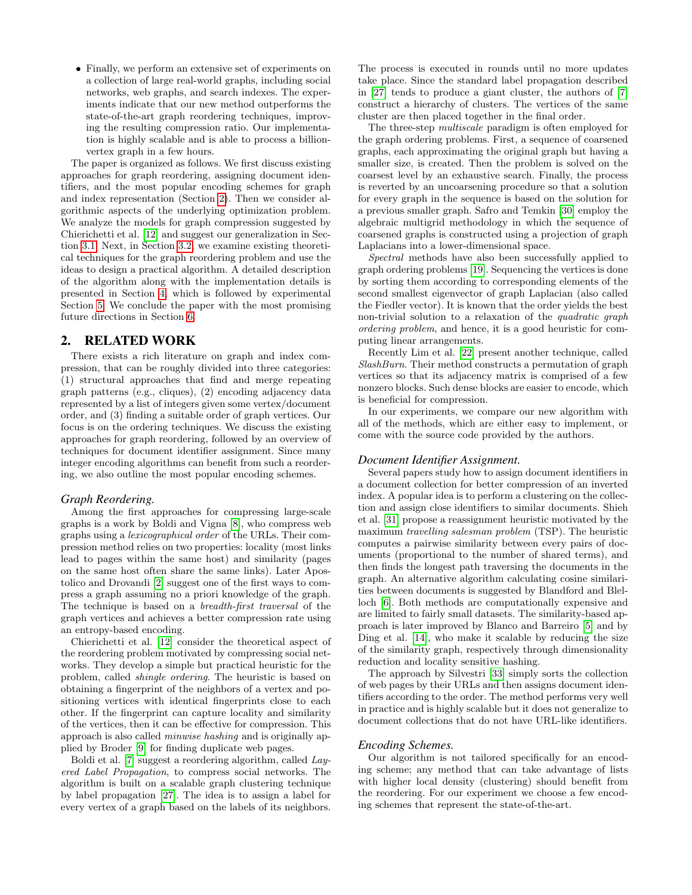- Finally, we perform an extensive set of experiments on a collection of large real-world graphs, including social networks, web graphs, and search indexes. The experiments indicate that our new method outperforms the state-of-the-art graph reordering techniques, improving the resulting compression ratio. Our implementation is highly scalable and is able to process a billion-vertex graph in a few hours.

The paper is organized as follows. We first discuss existing approaches for graph reordering, assigning document identifiers, and the most popular encoding schemes for graph and index representation (Section 2). Then we consider algorithmic aspects of the underlying optimization problem. We analyze the models for graph compression suggested by Chierichetti et al. [12] and suggest our generalization in Section 3.1. Next, in Section 3.2, we examine existing theoretical techniques for the graph reordering problem and use the ideas to design a practical algorithm. A detailed description of the algorithm along with the implementation details is presented in Section 4, which is followed by experimental Section 5. We conclude the paper with the most promising future directions in Section 6.

## 2. RELATED WORK

There exists a rich literature on graph and index compression, that can be roughly divided into three categories: (1) structural approaches that find and merge repeating graph patterns (e.g., cliques), (2) encoding adjacency data represented by a list of integers given some vertex/document order, and (3) finding a suitable order of graph vertices. Our focus is on the ordering techniques. We discuss the existing approaches for graph reordering, followed by an overview of techniques for document identifier assignment. Since many integer encoding algorithms can benefit from such a reordering, we also outline the most popular encoding schemes.

### *Graph Reordering.*

Among the first approaches for compressing large-scale graphs is a work by Boldi and Vigna [8], who compress web graphs using a *lexicographical order* of the URLs. Their compression method relies on two properties: locality (most links lead to pages within the same host) and similarity (pages on the same host often share the same links). Later Apostolico and Drovandi [2] suggest one of the first ways to compress a graph assuming no a priori knowledge of the graph. The technique is based on a *breadth-first traversal* of the graph vertices and achieves a better compression rate using an entropy-based encoding.

Chierichetti et al. [12] consider the theoretical aspect of the reordering problem motivated by compressing social networks. They develop a simple but practical heuristic for the problem, called *shingle ordering*. The heuristic is based on obtaining a fingerprint of the neighbors of a vertex and positioning vertices with identical fingerprints close to each other. If the fingerprint can capture locality and similarity of the vertices, then it can be effective for compression. This approach is also called *minwise hashing* and is originally applied by Broder [9] for finding duplicate web pages.

Boldi et al. [7] suggest a reordering algorithm, called *Layered Label Propagation*, to compress social networks. The algorithm is built on a scalable graph clustering technique by label propagation [27]. The idea is to assign a label for every vertex of a graph based on the labels of its neighbors. The process is executed in rounds until no more updates take place. Since the standard label propagation described in [27] tends to produce a giant cluster, the authors of [7] construct a hierarchy of clusters. The vertices of the same cluster are then placed together in the final order.

The three-step *multiscale* paradigm is often employed for the graph ordering problems. First, a sequence of coarsened graphs, each approximating the original graph but having a smaller size, is created. Then the problem is solved on the coarsest level by an exhaustive search. Finally, the process is reverted by an uncoarsening procedure so that a solution for every graph in the sequence is based on the solution for a previous smaller graph. Safro and Temkin [30] employ the algebraic multigrid methodology in which the sequence of coarsened graphs is constructed using a projection of graph Laplacians into a lower-dimensional space.

*Spectral* methods have also been successfully applied to graph ordering problems [19]. Sequencing the vertices is done by sorting them according to corresponding elements of the second smallest eigenvector of graph Laplacian (also called the Fiedler vector). It is known that the order yields the best non-trivial solution to a relaxation of the *quadratic graph ordering problem*, and hence, it is a good heuristic for computing linear arrangements.

Recently Lim et al. [22] present another technique, called *SlashBurn*. Their method constructs a permutation of graph vertices so that its adjacency matrix is comprised of a few nonzero blocks. Such dense blocks are easier to encode, which is beneficial for compression.

In our experiments, we compare our new algorithm with all of the methods, which are either easy to implement, or come with the source code provided by the authors.

### *Document Identifier Assignment.*

Several papers study how to assign document identifiers in a document collection for better compression of an inverted index. A popular idea is to perform a clustering on the collection and assign close identifiers to similar documents. Shieh et al. [31] propose a reassignment heuristic motivated by the maximum *travelling salesman problem* (TSP). The heuristic computes a pairwise similarity between every pairs of documents (proportional to the number of shared terms), and then finds the longest path traversing the documents in the graph. An alternative algorithm calculating cosine similarities between documents is suggested by Blandford and Blelloch [6]. Both methods are computationally expensive and are limited to fairly small datasets. The similarity-based approach is later improved by Blanco and Barreiro [5] and by Ding et al. [14], who make it scalable by reducing the size of the similarity graph, respectively through dimensionality reduction and locality sensitive hashing.

The approach by Silvestri [33] simply sorts the collection of web pages by their URLs and then assigns document identifiers according to the order. The method performs very well in practice and is highly scalable but it does not generalize to document collections that do not have URL-like identifiers.

### *Encoding Schemes.*

Our algorithm is not tailored specifically for an encoding scheme; any method that can take advantage of lists with higher local density (clustering) should benefit from the reordering. For our experiment we choose a few encoding schemes that represent the state-of-the-art.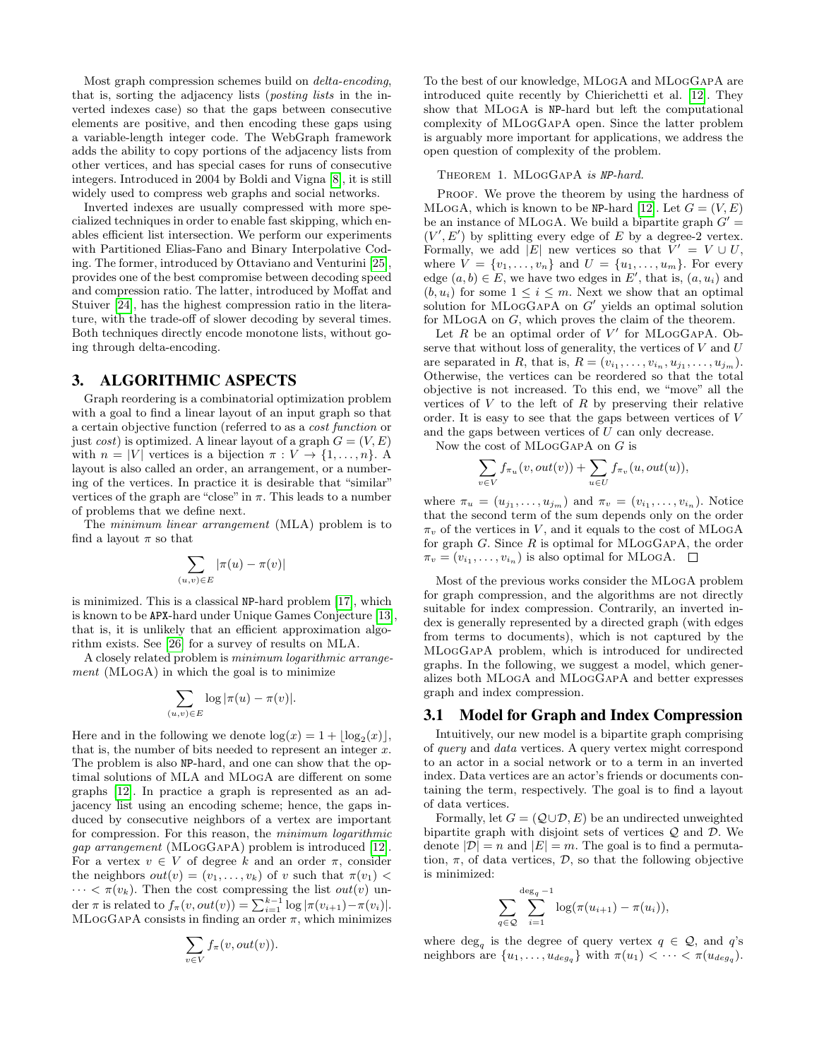Most graph compression schemes build on *delta-encoding*, that is, sorting the adjacency lists (*posting lists* in the inverted indexes case) so that the gaps between consecutive elements are positive, and then encoding these gaps using a variable-length integer code. The WebGraph framework adds the ability to copy portions of the adjacency lists from other vertices, and has special cases for runs of consecutive integers. Introduced in 2004 by Boldi and Vigna [8], it is still widely used to compress web graphs and social networks.

Inverted indexes are usually compressed with more specialized techniques in order to enable fast skipping, which enables efficient list intersection. We perform our experiments with Partitioned Elias-Fano and Binary Interpolative Coding. The former, introduced by Ottaviano and Venturini [25], provides one of the best compromise between decoding speed and compression ratio. The latter, introduced by Moffat and Stuiver [24], has the highest compression ratio in the literature, with the trade-off of slower decoding by several times. Both techniques directly encode monotone lists, without going through delta-encoding.

## 3. ALGORITHMIC ASPECTS

Graph reordering is a combinatorial optimization problem with a goal to find a linear layout of an input graph so that a certain objective function (referred to as a *cost function* or just *cost*) is optimized. A linear layout of a graph $G = (V, E)$ with $n = |V|$ vertices is a bijection $\pi : V \to \{1, \ldots, n\}$. A layout is also called an order, an arrangement, or a numbering of the vertices. In practice it is desirable that "similar" vertices of the graph are "close" in $\pi$. This leads to a number of problems that we define next.

The *minimum linear arrangement* (MLA) problem is to find a layout $\pi$ so that

$$\sum_{(u,v)\in E} |\pi(u) - \pi(v)|$$

is minimized. This is a classical NP-hard problem [17], which is known to be APX-hard under Unique Games Conjecture [13], that is, it is unlikely that an efficient approximation algorithm exists. See [26] for a survey of results on MLA.

A closely related problem is *minimum logarithmic arrangement* (MLogA) in which the goal is to minimize

$$\sum_{(u,v)\in E} \log |\pi(u) - \pi(v)|.$$

Here and in the following we denote $\log(x) = 1 + \lfloor \log_2(x) \rfloor$, that is, the number of bits needed to represent an integer $x$. The problem is also NP-hard, and one can show that the optimal solutions of MLA and MLogA are different on some graphs [12]. In practice a graph is represented as an adjacency list using an encoding scheme; hence, the gaps induced by consecutive neighbors of a vertex are important for compression. For this reason, the *minimum logarithmic gap arrangement* (MLogGapA) problem is introduced [12]. For a vertex $v \in V$ of degree $k$ and an order $\pi$, consider the neighbors $out(v) = (v_1, \ldots, v_k)$ of $v$ such that $\pi(v_1) < \cdots < \pi(v_k)$. Then the cost compressing the list $out(v)$ under $\pi$ is related to $f_\pi(v, out(v)) = \sum_{i=1}^{k-1} \log |\pi(v_{i+1}) - \pi(v_i)|$. MLogGapA consists in finding an order $\pi$, which minimizes

$$\sum_{v \in V} f_\pi(v, out(v)).$$

To the best of our knowledge, MLogA and MLogGapA are introduced quite recently by Chierichetti et al. [12]. They show that MLogA is NP-hard but left the computational complexity of MLogGapA open. Since the latter problem is arguably more important for applications, we address the open question of complexity of the problem.

Theorem 1. *MLogGapA is NP-hard.*

Proof. We prove the theorem by using the hardness of MLogA, which is known to be NP-hard [12]. Let $G = (V, E)$ be an instance of MLogA. We build a bipartite graph $G' = (V', E')$ by splitting every edge of $E$ by a degree-2 vertex. Formally, we add $|E|$ new vertices so that $V' = V \cup U$, where $V = \{v_1, \ldots, v_n\}$ and $U = \{u_1, \ldots, u_m\}$. For every edge $(a, b) \in E$, we have two edges in $E'$, that is, $(a, u_i)$ and $(b, u_i)$ for some $1 \le i \le m$. Next we show that an optimal solution for MLogGapA on $G'$ yields an optimal solution for MLogA on $G$, which proves the claim of the theorem.

Let $R$ be an optimal order of $V'$ for MLogGapA. Observe that without loss of generality, the vertices of $V$ and $U$ are separated in $R$, that is, $R = (v_{i_1}, \ldots, v_{i_n}, u_{j_1}, \ldots, u_{j_m})$. Otherwise, the vertices can be reordered so that the total objective is not increased. To this end, we "move" all the vertices of $V$ to the left of $R$ by preserving their relative order. It is easy to see that the gaps between vertices of $V$ and the gaps between vertices of $U$ can only decrease.

Now the cost of MLogGapA on $G$ is

$$\sum_{v \in V} f_{\pi_u}(v, out(v)) + \sum_{u \in U} f_{\pi_v}(u, out(u)),$$

where $\pi_u = (u_{j_1}, \ldots, u_{j_m})$ and $\pi_v = (v_{i_1}, \ldots, v_{i_n})$. Notice that the second term of the sum depends only on the order $\pi_v$ of the vertices in $V$, and it equals to the cost of MLogA for graph $G$. Since $R$ is optimal for MLogGapA, the order $\pi_v = (v_{i_1}, \ldots, v_{i_n})$ is also optimal for MLogA. □

Most of the previous works consider the MLogA problem for graph compression, and the algorithms are not directly suitable for index compression. Contrarily, an inverted index is generally represented by a directed graph (with edges from terms to documents), which is not captured by the MLogGapA problem, which is introduced for undirected graphs. In the following, we suggest a model, which generalizes both MLogA and MLogGapA and better expresses graph and index compression.

### 3.1 Model for Graph and Index Compression

Intuitively, our new model is a bipartite graph comprising of *query* and *data* vertices. A query vertex might correspond to an actor in a social network or to a term in an inverted index. Data vertices are an actor's friends or documents containing the term, respectively. The goal is to find a layout of data vertices.

Formally, let $G = (\mathcal{Q} \cup \mathcal{D}, E)$ be an undirected unweighted bipartite graph with disjoint sets of vertices $\mathcal{Q}$ and $\mathcal{D}$. We denote $|\mathcal{D}| = n$ and $|E| = m$. The goal is to find a permutation, $\pi$, of data vertices, $\mathcal{D}$, so that the following objective is minimized:

$$\sum_{q \in \mathcal{Q}} \sum_{i=1}^{\deg_q - 1} \log(\pi(u_{i+1}) - \pi(u_i)),$$

where $\deg_q$ is the degree of query vertex $q \in \mathcal{Q}$, and $q$'s neighbors are $\{u_1, \ldots, u_{deg_q}\}$ with $\pi(u_1) < \cdots < \pi(u_{deg_q})$.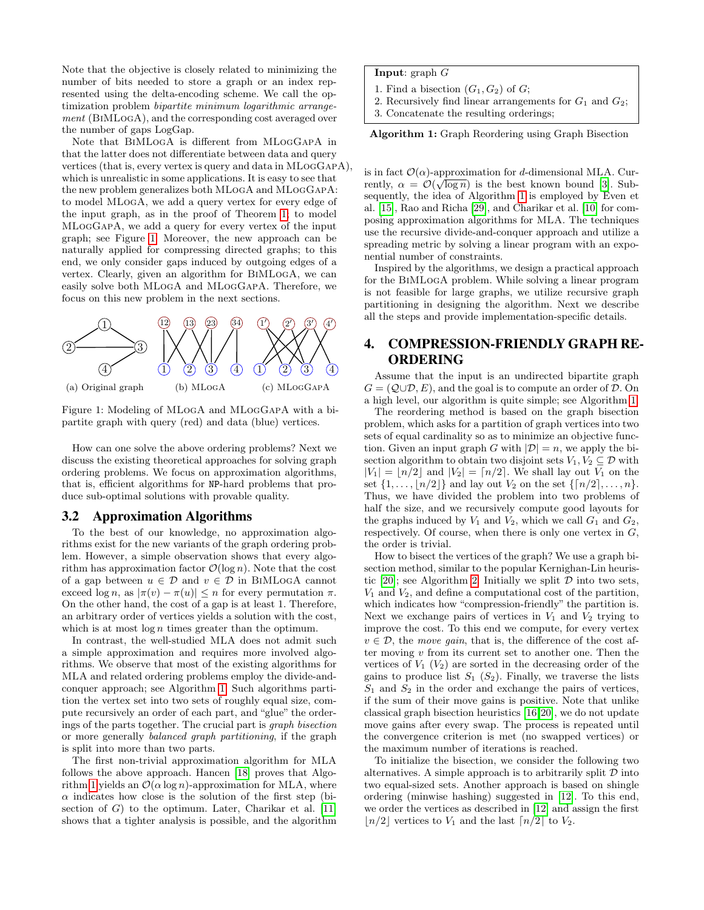Note that the objective is closely related to minimizing the number of bits needed to store a graph or an index represented using the delta-encoding scheme. We call the optimization problem *bipartite minimum logarithmic arrangement* (BiMLogA), and the corresponding cost averaged over the number of gaps LogGap.

Note that BiMLogA is different from MLogGapA in that the latter does not differentiate between data and query vertices (that is, every vertex is query and data in MLogGapA), which is unrealistic in some applications. It is easy to see that the new problem generalizes both MLogA and MLogGapA: to model MLogA, we add a query vertex for every edge of the input graph, as in the proof of Theorem 1; to model MLogGapA, we add a query for every vertex of the input graph; see Figure 1. Moreover, the new approach can be naturally applied for compressing directed graphs; to this end, we only consider gaps induced by outgoing edges of a vertex. Clearly, given an algorithm for BiMLogA, we can easily solve both MLogA and MLogGapA. Therefore, we focus on this new problem in the next sections.

(a) Original graph (b) MLogA (c) MLogGapA

Figure 1: Modeling of MLogA and MLogGapA with a bipartite graph with query (red) and data (blue) vertices.

How can one solve the above ordering problems? Next we discuss the existing theoretical approaches for solving graph ordering problems. We focus on approximation algorithms, that is, efficient algorithms for NP-hard problems that produce sub-optimal solutions with provable quality.

## 3.2 Approximation Algorithms

To the best of our knowledge, no approximation algorithms exist for the new variants of the graph ordering problem. However, a simple observation shows that every algorithm has approximation factor $\mathcal{O}(\log n)$. Note that the cost of a gap between $u \in \mathcal{D}$ and $v \in \mathcal{D}$ in BiMLogA cannot exceed $\log n$, as $|\pi(v) - \pi(u)| \leq n$ for every permutation $\pi$. On the other hand, the cost of a gap is at least 1. Therefore, an arbitrary order of vertices yields a solution with the cost, which is at most $\log n$ times greater than the optimum.

In contrast, the well-studied MLA does not admit such a simple approximation and requires more involved algorithms. We observe that most of the existing algorithms for MLA and related ordering problems employ the divide-and-conquer approach; see Algorithm 1. Such algorithms partition the vertex set into two sets of roughly equal size, compute recursively an order of each part, and "glue" the orderings of the parts together. The crucial part is *graph bisection* or more generally *balanced graph partitioning*, if the graph is split into more than two parts.

The first non-trivial approximation algorithm for MLA follows the above approach. Hancen [18] proves that Algorithm 1 yields an $\mathcal{O}(\alpha \log n)$-approximation for MLA, where $\alpha$ indicates how close is the solution of the first step (bisection of $G$) to the optimum. Later, Charikar et al. [11] shows that a tighter analysis is possible, and the algorithm is in fact $\mathcal{O}(\alpha)$-approximation for $d$-dimensional MLA. Currently, $\alpha = \mathcal{O}(\sqrt{\log n})$ is the best known bound [3]. Subsequently, the idea of Algorithm 1 is employed by Even et al. [15], Rao and Richa [29], and Charikar et al. [10] for composing approximation algorithms for MLA. The techniques use the recursive divide-and-conquer approach and utilize a spreading metric by solving a linear program with an exponential number of constraints.

```
Input: graph G
1. Find a bisection (G1, G2) of G;
2. Recursively find linear arrangements for G1 and G2;
3. Concatenate the resulting orderings;
```

**Algorithm 1:** Graph Reordering using Graph Bisection

Inspired by the algorithms, we design a practical approach for the BiMLogA problem. While solving a linear program is not feasible for large graphs, we utilize recursive graph partitioning in designing the algorithm. Next we describe all the steps and provide implementation-specific details.

# 4. COMPRESSION-FRIENDLY GRAPH REORDERING

Assume that the input is an undirected bipartite graph $G = (\mathcal{Q} \cup \mathcal{D}, E)$, and the goal is to compute an order of $\mathcal{D}$. On a high level, our algorithm is quite simple; see Algorithm 1.

The reordering method is based on the graph bisection problem, which asks for a partition of graph vertices into two sets of equal cardinality so as to minimize an objective function. Given an input graph $G$ with $|\mathcal{D}| = n$, we apply the bisection algorithm to obtain two disjoint sets $V_1, V_2 \subseteq \mathcal{D}$ with $|V_1| = \lfloor n/2 \rfloor$ and $|V_2| = \lceil n/2 \rceil$. We shall lay out $V_1$ on the set $\{1, \ldots, \lfloor n/2 \rfloor\}$ and lay out $V_2$ on the set $\{\lceil n/2 \rceil, \ldots, n\}$. Thus, we have divided the problem into two problems of half the size, and we recursively compute good layouts for the graphs induced by $V_1$ and $V_2$, which we call $G_1$ and $G_2$, respectively. Of course, when there is only one vertex in $G$, the order is trivial.

How to bisect the vertices of the graph? We use a graph bisection method, similar to the popular Kernighan-Lin heuristic [20]; see Algorithm 2. Initially we split $\mathcal{D}$ into two sets, $V_1$ and $V_2$, and define a computational cost of the partition, which indicates how "compression-friendly" the partition is. Next we exchange pairs of vertices in $V_1$ and $V_2$ trying to improve the cost. To this end we compute, for every vertex $v \in \mathcal{D}$, the *move gain*, that is, the difference of the cost after moving $v$ from its current set to another one. Then the vertices of $V_1$ ($V_2$) are sorted in the decreasing order of the gains to produce list $S_1$ ($S_2$). Finally, we traverse the lists $S_1$ and $S_2$ in the order and exchange the pairs of vertices, if the sum of their move gains is positive. Note that unlike classical graph bisection heuristics [16, 20], we do not update move gains after every swap. The process is repeated until the convergence criterion is met (no swapped vertices) or the maximum number of iterations is reached.

To initialize the bisection, we consider the following two alternatives. A simple approach is to arbitrarily split $\mathcal{D}$ into two equal-sized sets. Another approach is based on shingle ordering (minwise hashing) suggested in [12]. To this end, we order the vertices as described in [12] and assign the first $\lfloor n/2 \rfloor$ vertices to $V_1$ and the last $\lceil n/2 \rceil$ to $V_2$.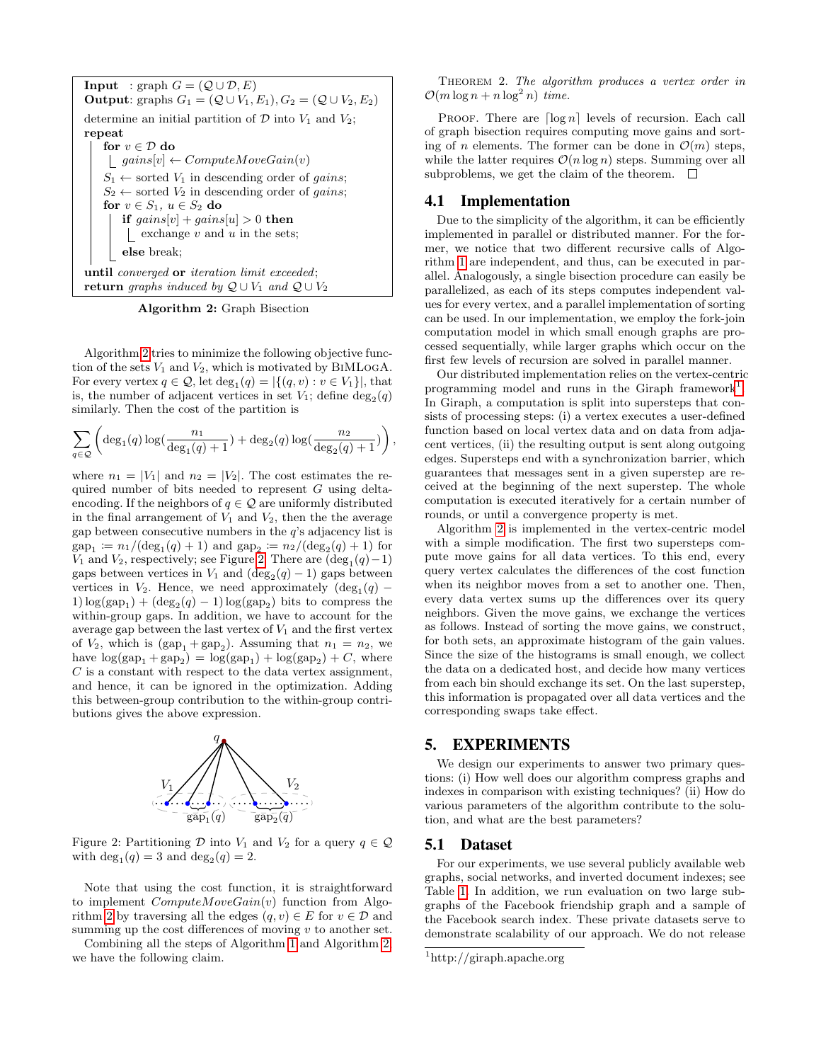```
Input   : graph G = (Q ∪ D, E)
Output: graphs G_1 = (Q ∪ V_1, E_1), G_2 = (Q ∪ V_2, E_2)

determine an initial partition of D into V_1 and V_2;
repeat
    for v ∈ D do
        gains[v] ← ComputeMoveGain(v)
    S_1 ← sorted V_1 in descending order of gains;
    S_2 ← sorted V_2 in descending order of gains;
    for v ∈ S_1, u ∈ S_2 do
        if gains[v] + gains[u] > 0 then
            exchange v and u in the sets;
        else break;
until converged or iteration limit exceeded;
return graphs induced by Q ∪ V_1 and Q ∪ V_2
```

**Algorithm 2:** Graph Bisection

Algorithm 2 tries to minimize the following objective function of the sets $V_1$ and $V_2$, which is motivated by BiMLogA. For every vertex $q \in \mathcal{Q}$, let $\deg_1(q) = |\{(q, v) : v \in V_1\}|$, that is, the number of adjacent vertices in set $V_1$; define $\deg_2(q)$ similarly. Then the cost of the partition is

$$\sum_{q \in \mathcal{Q}} \left( \deg_1(q) \log(\frac{n_1}{\deg_1(q)+1}) + \deg_2(q) \log(\frac{n_2}{\deg_2(q)+1}) \right),$$

where $n_1 = |V_1|$ and $n_2 = |V_2|$. The cost estimates the required number of bits needed to represent $G$ using delta-encoding. If the neighbors of $q \in \mathcal{Q}$ are uniformly distributed in the final arrangement of $V_1$ and $V_2$, then the the average gap between consecutive numbers in the $q$'s adjacency list is $\text{gap}_1 := n_1/(\deg_1(q)+1)$ and $\text{gap}_2 := n_2/(\deg_2(q)+1)$ for $V_1$ and $V_2$, respectively; see Figure 2. There are $(\deg_1(q)-1)$ gaps between vertices in $V_1$ and $(\deg_2(q)-1)$ gaps between vertices in $V_2$. Hence, we need approximately $(\deg_1(q) - 1)\log(\text{gap}_1) + (\deg_2(q)-1)\log(\text{gap}_2)$ bits to compress the within-group gaps. In addition, we have to account for the average gap between the last vertex of $V_1$ and the first vertex of $V_2$, which is $(\text{gap}_1 + \text{gap}_2)$. Assuming that $n_1 = n_2$, we have $\log(\text{gap}_1 + \text{gap}_2) = \log(\text{gap}_1) + \log(\text{gap}_2) + C$, where $C$ is a constant with respect to the data vertex assignment, and hence, it can be ignored in the optimization. Adding this between-group contribution to the within-group contributions gives the above expression.

Figure 2: Partitioning $\mathcal{D}$ into $V_1$ and $V_2$ for a query $q \in \mathcal{Q}$ with $\deg_1(q) = 3$ and $\deg_2(q) = 2$.

Note that using the cost function, it is straightforward to implement *ComputeMoveGain*$(v)$ function from Algorithm 2 by traversing all the edges $(q, v) \in E$ for $v \in \mathcal{D}$ and summing up the cost differences of moving $v$ to another set.

Combining all the steps of Algorithm 1 and Algorithm 2 we have the following claim.

Theorem 2. *The algorithm produces a vertex order in $\mathcal{O}(m \log n + n \log^2 n)$ time.*

Proof. There are $\lceil \log n \rceil$ levels of recursion. Each call of graph bisection requires computing move gains and sorting of $n$ elements. The former can be done in $\mathcal{O}(m)$ steps, while the latter requires $\mathcal{O}(n \log n)$ steps. Summing over all subproblems, we get the claim of the theorem. □

## 4.1 Implementation

Due to the simplicity of the algorithm, it can be efficiently implemented in parallel or distributed manner. For the former, we notice that two different recursive calls of Algorithm 1 are independent, and thus, can be executed in parallel. Analogously, a single bisection procedure can easily be parallelized, as each of its steps computes independent values for every vertex, and a parallel implementation of sorting can be used. In our implementation, we employ the fork-join computation model in which small enough graphs are processed sequentially, while larger graphs which occur on the first few levels of recursion are solved in parallel manner.

Our distributed implementation relies on the vertex-centric programming model and runs in the Giraph framework[1]. In Giraph, a computation is split into supersteps that consists of processing steps: (i) a vertex executes a user-defined function based on local vertex data and on data from adjacent vertices, (ii) the resulting output is sent along outgoing edges. Supersteps end with a synchronization barrier, which guarantees that messages sent in a given superstep are received at the beginning of the next superstep. The whole computation is executed iteratively for a certain number of rounds, or until a convergence property is met.

Algorithm 2 is implemented in the vertex-centric model with a simple modification. The first two supersteps compute move gains for all data vertices. To this end, every query vertex calculates the differences of the cost function when its neighbor moves from a set to another one. Then, every data vertex sums up the differences over its query neighbors. Given the move gains, we exchange the vertices as follows. Instead of sorting the move gains, we construct, for both sets, an approximate histogram of the gain values. Since the size of the histograms is small enough, we collect the data on a dedicated host, and decide how many vertices from each bin should exchange its set. On the last superstep, this information is propagated over all data vertices and the corresponding swaps take effect.

# 5. EXPERIMENTS

We design our experiments to answer two primary questions: (i) How well does our algorithm compress graphs and indexes in comparison with existing techniques? (ii) How do various parameters of the algorithm contribute to the solution, and what are the best parameters?

## 5.1 Dataset

For our experiments, we use several publicly available web graphs, social networks, and inverted document indexes; see Table 1. In addition, we run evaluation on two large subgraphs of the Facebook friendship graph and a sample of the Facebook search index. These private datasets serve to demonstrate scalability of our approach. We do not release

[1] http://giraph.apache.org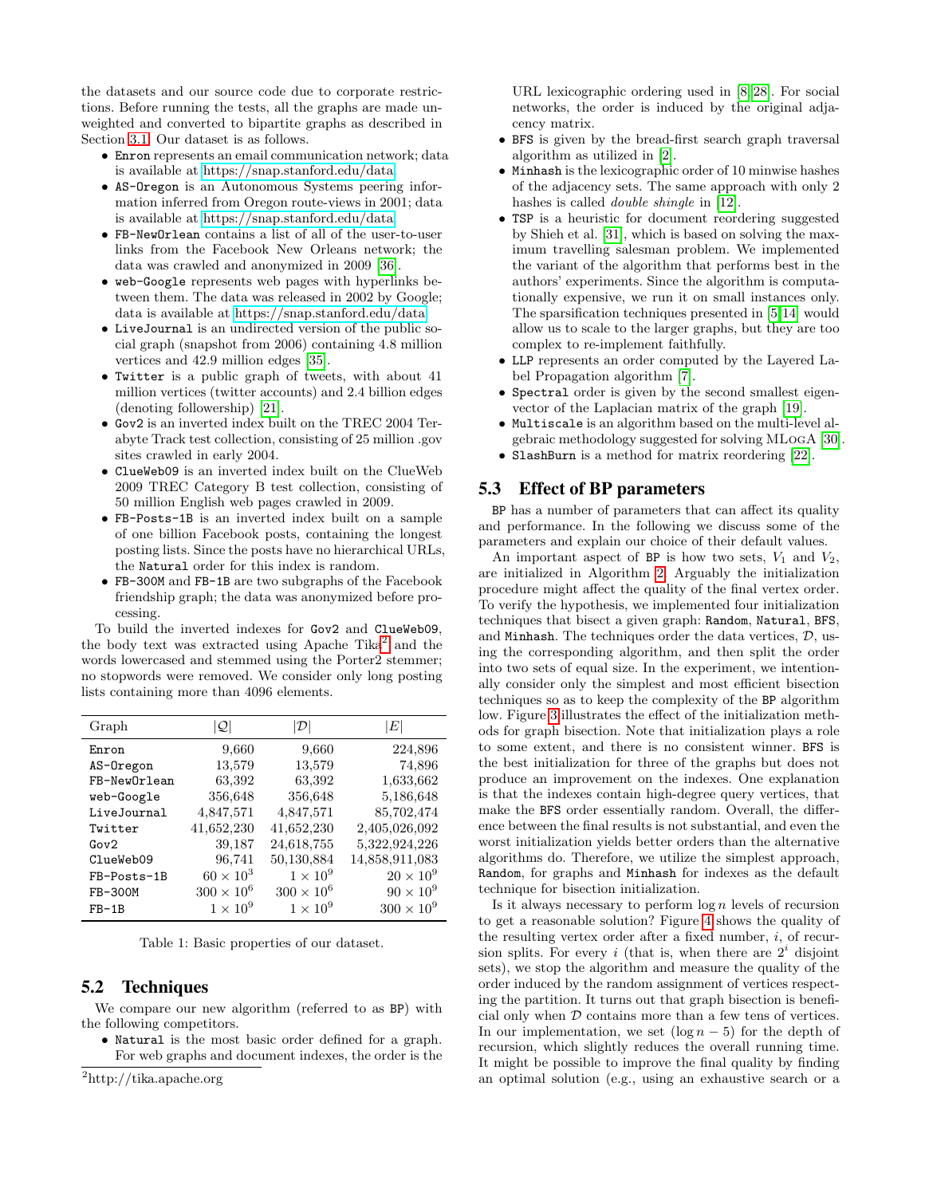the datasets and our source code due to corporate restrictions. Before running the tests, all the graphs are made unweighted and converted to bipartite graphs as described in Section 3.1. Our dataset is as follows.

- `Enron` represents an email communication network; data is available at https://snap.stanford.edu/data.
- `AS-Oregon` is an Autonomous Systems peering information inferred from Oregon route-views in 2001; data is available at https://snap.stanford.edu/data.
- `FB-NewOrlean` contains a list of all of the user-to-user links from the Facebook New Orleans network; the data was crawled and anonymized in 2009 [36].
- `web-Google` represents web pages with hyperlinks between them. The data was released in 2002 by Google; data is available at https://snap.stanford.edu/data.
- `LiveJournal` is an undirected version of the public social graph (snapshot from 2006) containing 4.8 million vertices and 42.9 million edges [35].
- `Twitter` is a public graph of tweets, with about 41 million vertices (twitter accounts) and 2.4 billion edges (denoting followership) [21].
- `Gov2` is an inverted index built on the TREC 2004 Terabyte Track test collection, consisting of 25 million .gov sites crawled in early 2004.
- `ClueWeb09` is an inverted index built on the ClueWeb 2009 TREC Category B test collection, consisting of 50 million English web pages crawled in 2009.
- `FB-Posts-1B` is an inverted index built on a sample of one billion Facebook posts, containing the longest posting lists. Since the posts have no hierarchical URLs, the `Natural` order for this index is random.
- `FB-300M` and `FB-1B` are two subgraphs of the Facebook friendship graph; the data was anonymized before processing.

To build the inverted indexes for `Gov2` and `ClueWeb09`, the body text was extracted using Apache Tika[2] and the words lowercased and stemmed using the Porter2 stemmer; no stopwords were removed. We consider only long posting lists containing more than 4096 elements.

| Graph | $\lvert\mathcal{Q}\rvert$ | $\lvert\mathcal{D}\rvert$ | $\lvert E\rvert$ |
|---|---|---|---|
| `Enron` | 9,660 | 9,660 | 224,896 |
| `AS-Oregon` | 13,579 | 13,579 | 74,896 |
| `FB-NewOrlean` | 63,392 | 63,392 | 1,633,662 |
| `web-Google` | 356,648 | 356,648 | 5,186,648 |
| `LiveJournal` | 4,847,571 | 4,847,571 | 85,702,474 |
| `Twitter` | 41,652,230 | 41,652,230 | 2,405,026,092 |
| `Gov2` | 39,187 | 24,618,755 | 5,322,924,226 |
| `ClueWeb09` | 96,741 | 50,130,884 | 14,858,911,083 |
| `FB-Posts-1B` | $60 \times 10^3$ | $1 \times 10^9$ | $20 \times 10^9$ |
| `FB-300M` | $300 \times 10^6$ | $300 \times 10^6$ | $90 \times 10^9$ |
| `FB-1B` | $1 \times 10^9$ | $1 \times 10^9$ | $300 \times 10^9$ |

Table 1: Basic properties of our dataset.

## 5.2 Techniques

We compare our new algorithm (referred to as `BP`) with the following competitors.

- `Natural` is the most basic order defined for a graph. For web graphs and document indexes, the order is the URL lexicographic ordering used in [8, 28]. For social networks, the order is induced by the original adjacency matrix.
- `BFS` is given by the bread-first search graph traversal algorithm as utilized in [2].
- `Minhash` is the lexicographic order of 10 minwise hashes of the adjacency sets. The same approach with only 2 hashes is called *double shingle* in [12].
- `TSP` is a heuristic for document reordering suggested by Shieh et al. [31], which is based on solving the maximum travelling salesman problem. We implemented the variant of the algorithm that performs best in the authors' experiments. Since the algorithm is computationally expensive, we run it on small instances only. The sparsification techniques presented in [5, 14] would allow us to scale to the larger graphs, but they are too complex to re-implement faithfully.
- `LLP` represents an order computed by the Layered Label Propagation algorithm [7].
- `Spectral` order is given by the second smallest eigenvector of the Laplacian matrix of the graph [19].
- `Multiscale` is an algorithm based on the multi-level algebraic methodology suggested for solving MLogA [30].
- `SlashBurn` is a method for matrix reordering [22].

## 5.3 Effect of BP parameters

`BP` has a number of parameters that can affect its quality and performance. In the following we discuss some of the parameters and explain our choice of their default values.

An important aspect of `BP` is how two sets, $V_1$ and $V_2$, are initialized in Algorithm 2. Arguably the initialization procedure might affect the quality of the final vertex order. To verify the hypothesis, we implemented four initialization techniques that bisect a given graph: `Random`, `Natural`, `BFS`, and `Minhash`. The techniques order the data vertices, $\mathcal{D}$, using the corresponding algorithm, and then split the order into two sets of equal size. In the experiment, we intentionally consider only the simplest and most efficient bisection techniques so as to keep the complexity of the `BP` algorithm low. Figure 3 illustrates the effect of the initialization methods for graph bisection. Note that initialization plays a role to some extent, and there is no consistent winner. `BFS` is the best initialization for three of the graphs but does not produce an improvement on the indexes. One explanation is that the indexes contain high-degree query vertices, that make the `BFS` order essentially random. Overall, the difference between the final results is not substantial, and even the worst initialization yields better orders than the alternative algorithms do. Therefore, we utilize the simplest approach, `Random`, for graphs and `Minhash` for indexes as the default technique for bisection initialization.

Is it always necessary to perform $\log n$ levels of recursion to get a reasonable solution? Figure 4 shows the quality of the resulting vertex order after a fixed number, $i$, of recursion splits. For every $i$ (that is, when there are $2^i$ disjoint sets), we stop the algorithm and measure the quality of the order induced by the random assignment of vertices respecting the partition. It turns out that graph bisection is beneficial only when $\mathcal{D}$ contains more than a few tens of vertices. In our implementation, we set $(\log n - 5)$ for the depth of recursion, which slightly reduces the overall running time. It might be possible to improve the final quality by finding an optimal solution (e.g., using an exhaustive search or a

[2] http://tika.apache.org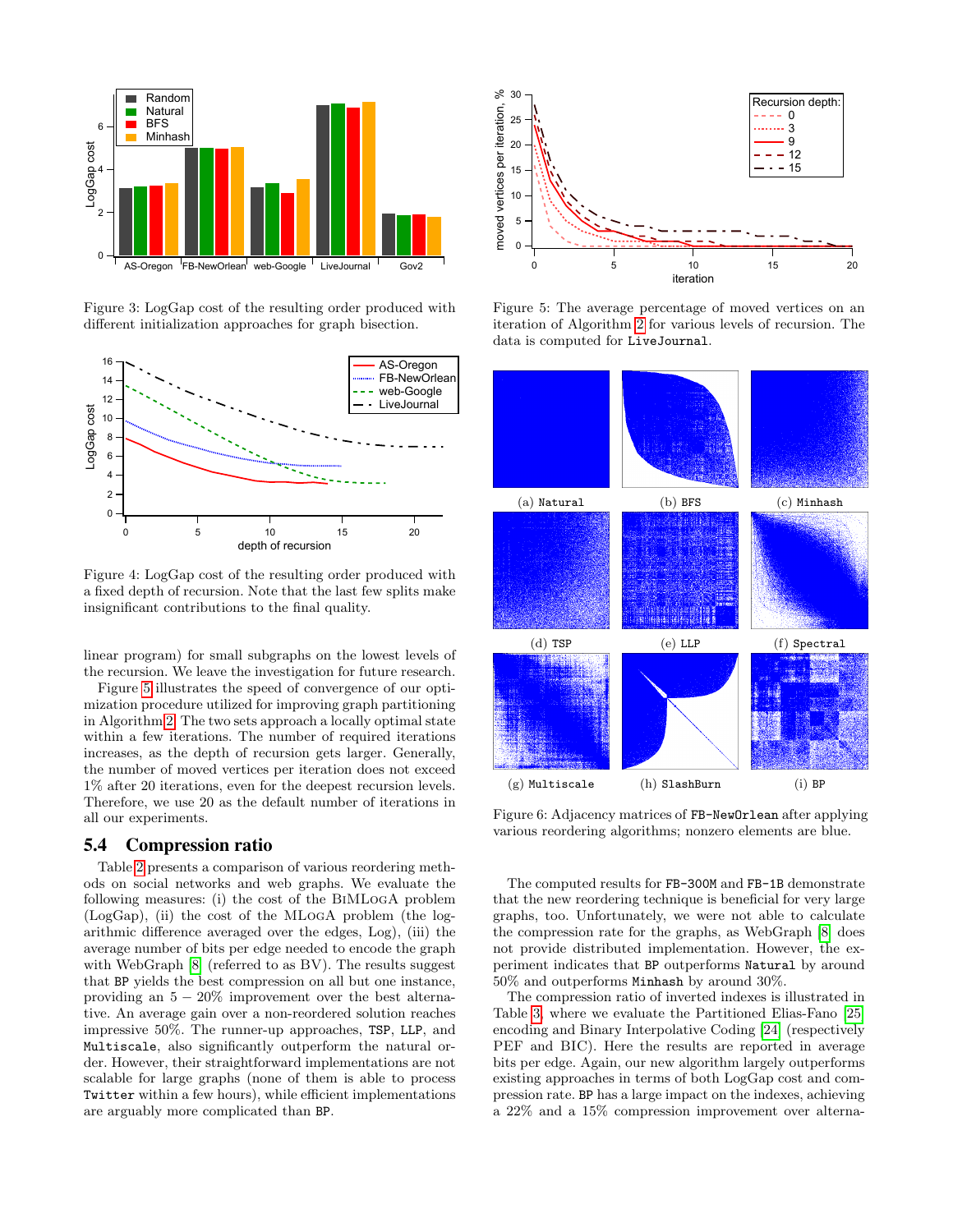Figure 3: LogGap cost of the resulting order produced with different initialization approaches for graph bisection.

Figure 4: LogGap cost of the resulting order produced with a fixed depth of recursion. Note that the last few splits make insignificant contributions to the final quality.

linear program) for small subgraphs on the lowest levels of the recursion. We leave the investigation for future research.

Figure 5 illustrates the speed of convergence of our optimization procedure utilized for improving graph partitioning in Algorithm 2. The two sets approach a locally optimal state within a few iterations. The number of required iterations increases, as the depth of recursion gets larger. Generally, the number of moved vertices per iteration does not exceed 1% after 20 iterations, even for the deepest recursion levels. Therefore, we use 20 as the default number of iterations in all our experiments.

## 5.4 Compression ratio

Table 2 presents a comparison of various reordering methods on social networks and web graphs. We evaluate the following measures: (i) the cost of the BiMLogA problem (LogGap), (ii) the cost of the MLogA problem (the logarithmic difference averaged over the edges, Log), (iii) the average number of bits per edge needed to encode the graph with WebGraph [8] (referred to as BV). The results suggest that BP yields the best compression on all but one instance, providing an $5-20\%$ improvement over the best alternative. An average gain over a non-reordered solution reaches impressive 50%. The runner-up approaches, TSP, LLP, and Multiscale, also significantly outperform the natural order. However, their straightforward implementations are not scalable for large graphs (none of them is able to process Twitter within a few hours), while efficient implementations are arguably more complicated than BP.

Figure 5: The average percentage of moved vertices on an iteration of Algorithm 2 for various levels of recursion. The data is computed for LiveJournal.

Figure 6: Adjacency matrices of FB-NewOrlean after applying various reordering algorithms; nonzero elements are blue.

The computed results for FB-300M and FB-1B demonstrate that the new reordering technique is beneficial for very large graphs, too. Unfortunately, we were not able to calculate the compression rate for the graphs, as WebGraph [8] does not provide distributed implementation. However, the experiment indicates that BP outperforms Natural by around 50% and outperforms Minhash by around 30%.

The compression ratio of inverted indexes is illustrated in Table 3, where we evaluate the Partitioned Elias-Fano [25] encoding and Binary Interpolative Coding [24] (respectively PEF and BIC). Here the results are reported in average bits per edge. Again, our new algorithm largely outperforms existing approaches in terms of both LogGap cost and compression rate. BP has a large impact on the indexes, achieving a 22% and a 15% compression improvement over alterna-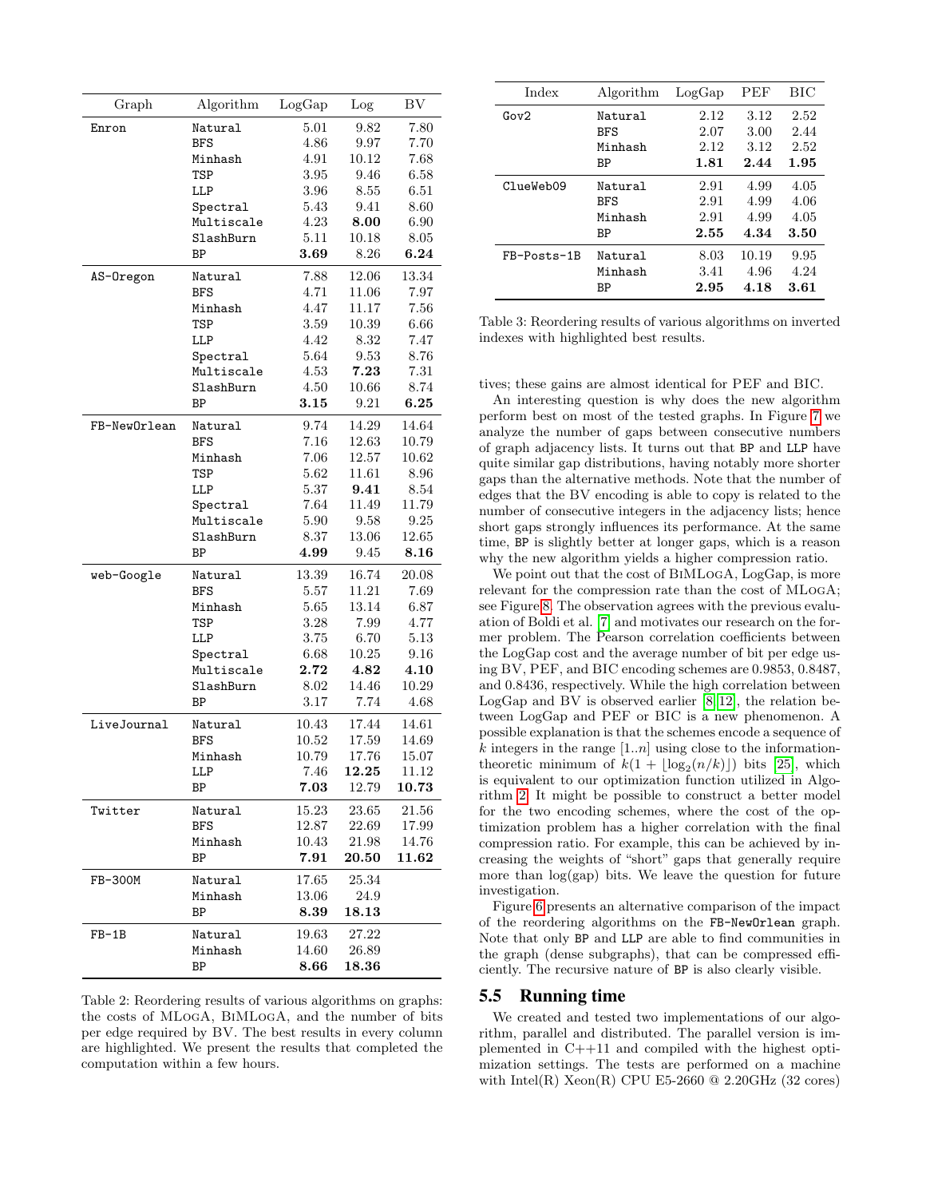| Graph | Algorithm | LogGap | Log | BV |
|---|---|---|---|---|
| Enron | Natural | 5.01 | 9.82 | 7.80 |
| | BFS | 4.86 | 9.97 | 7.70 |
| | Minhash | 4.91 | 10.12 | 7.68 |
| | TSP | 3.95 | 9.46 | 6.58 |
| | LLP | 3.96 | 8.55 | 6.51 |
| | Spectral | 5.43 | 9.41 | 8.60 |
| | Multiscale | 4.23 | **8.00** | 6.90 |
| | SlashBurn | 5.11 | 10.18 | 8.05 |
| | BP | **3.69** | 8.26 | **6.24** |
| AS-Oregon | Natural | 7.88 | 12.06 | 13.34 |
| | BFS | 4.71 | 11.06 | 7.97 |
| | Minhash | 4.47 | 11.17 | 7.56 |
| | TSP | 3.59 | 10.39 | 6.66 |
| | LLP | 4.42 | 8.32 | 7.47 |
| | Spectral | 5.64 | 9.53 | 8.76 |
| | Multiscale | 4.53 | **7.23** | 7.31 |
| | SlashBurn | 4.50 | 10.66 | 8.74 |
| | BP | **3.15** | 9.21 | **6.25** |
| FB-NewOrlean | Natural | 9.74 | 14.29 | 14.64 |
| | BFS | 7.16 | 12.63 | 10.79 |
| | Minhash | 7.06 | 12.57 | 10.62 |
| | TSP | 5.62 | 11.61 | 8.96 |
| | LLP | 5.37 | **9.41** | 8.54 |
| | Spectral | 7.64 | 11.49 | 11.79 |
| | Multiscale | 5.90 | 9.58 | 9.25 |
| | SlashBurn | 8.37 | 13.06 | 12.65 |
| | BP | **4.99** | 9.45 | **8.16** |
| web-Google | Natural | 13.39 | 16.74 | 20.08 |
| | BFS | 5.57 | 11.21 | 7.69 |
| | Minhash | 5.65 | 13.14 | 6.87 |
| | TSP | 3.28 | 7.99 | 4.77 |
| | LLP | 3.75 | 6.70 | 5.13 |
| | Spectral | 6.68 | 10.25 | 9.16 |
| | Multiscale | **2.72** | **4.82** | **4.10** |
| | SlashBurn | 8.02 | 14.46 | 10.29 |
| | BP | 3.17 | 7.74 | 4.68 |
| LiveJournal | Natural | 10.43 | 17.44 | 14.61 |
| | BFS | 10.52 | 17.59 | 14.69 |
| | Minhash | 10.79 | 17.76 | 15.07 |
| | LLP | 7.46 | **12.25** | 11.12 |
| | BP | **7.03** | 12.79 | **10.73** |
| Twitter | Natural | 15.23 | 23.65 | 21.56 |
| | BFS | 12.87 | 22.69 | 17.99 |
| | Minhash | 10.43 | 21.98 | 14.76 |
| | BP | **7.91** | **20.50** | **11.62** |
| FB-300M | Natural | 17.65 | 25.34 | |
| | Minhash | 13.06 | 24.9 | |
| | BP | **8.39** | **18.13** | |
| FB-1B | Natural | 19.63 | 27.22 | |
| | Minhash | 14.60 | 26.89 | |
| | BP | **8.66** | **18.36** | |

Table 2: Reordering results of various algorithms on graphs: the costs of MLogA, BiMLogA, and the number of bits per edge required by BV. The best results in every column are highlighted. We present the results that completed the computation within a few hours.

| Index | Algorithm | LogGap | PEF | BIC |
|---|---|---|---|---|
| Gov2 | Natural | 2.12 | 3.12 | 2.52 |
| | BFS | 2.07 | 3.00 | 2.44 |
| | Minhash | 2.12 | 3.12 | 2.52 |
| | BP | **1.81** | **2.44** | **1.95** |
| ClueWeb09 | Natural | 2.91 | 4.99 | 4.05 |
| | BFS | 2.91 | 4.99 | 4.06 |
| | Minhash | 2.91 | 4.99 | 4.05 |
| | BP | **2.55** | **4.34** | **3.50** |
| FB-Posts-1B | Natural | 8.03 | 10.19 | 9.95 |
| | Minhash | 3.41 | 4.96 | 4.24 |
| | BP | **2.95** | **4.18** | **3.61** |

Table 3: Reordering results of various algorithms on inverted indexes with highlighted best results.

tives; these gains are almost identical for PEF and BIC.

An interesting question is why does the new algorithm perform best on most of the tested graphs. In Figure 7 we analyze the number of gaps between consecutive numbers of graph adjacency lists. It turns out that BP and LLP have quite similar gap distributions, having notably more shorter gaps than the alternative methods. Note that the number of edges that the BV encoding is able to copy is related to the number of consecutive integers in the adjacency lists; hence short gaps strongly influences its performance. At the same time, BP is slightly better at longer gaps, which is a reason why the new algorithm yields a higher compression ratio.

We point out that the cost of BiMLogA, LogGap, is more relevant for the compression rate than the cost of MLogA; see Figure 8. The observation agrees with the previous evaluation of Boldi et al. [7] and motivates our research on the former problem. The Pearson correlation coefficients between the LogGap cost and the average number of bit per edge using BV, PEF, and BIC encoding schemes are 0.9853, 0.8487, and 0.8436, respectively. While the high correlation between LogGap and BV is observed earlier [8, 12], the relation between LogGap and PEF or BIC is a new phenomenon. A possible explanation is that the schemes encode a sequence of $k$ integers in the range $[1..n]$ using close to the information-theoretic minimum of $k(1 + \lfloor \log_2(n/k) \rfloor)$ bits [25], which is equivalent to our optimization function utilized in Algorithm 2. It might be possible to construct a better model for the two encoding schemes, where the cost of the optimization problem has a higher correlation with the final compression ratio. For example, this can be achieved by increasing the weights of "short" gaps that generally require more than log(gap) bits. We leave the question for future investigation.

Figure 6 presents an alternative comparison of the impact of the reordering algorithms on the FB-NewOrlean graph. Note that only BP and LLP are able to find communities in the graph (dense subgraphs), that can be compressed efficiently. The recursive nature of BP is also clearly visible.

## 5.5 Running time

We created and tested two implementations of our algorithm, parallel and distributed. The parallel version is implemented in C++11 and compiled with the highest optimization settings. The tests are performed on a machine with Intel(R) Xeon(R) CPU E5-2660 @ 2.20GHz (32 cores)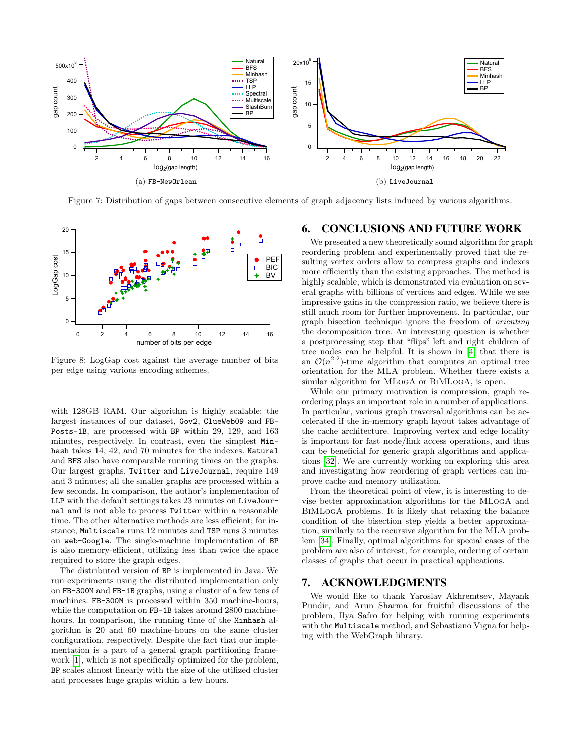Figure 7: Distribution of gaps between consecutive elements of graph adjacency lists induced by various algorithms.

Figure 8: LogGap cost against the average number of bits per edge using various encoding schemes.

with 128GB RAM. Our algorithm is highly scalable; the largest instances of our dataset, `Gov2`, `ClueWeb09` and `FB-Posts-1B`, are processed with `BP` within 29, 129, and 163 minutes, respectively. In contrast, even the simplest `Minhash` takes 14, 42, and 70 minutes for the indexes. `Natural` and `BFS` also have comparable running times on the graphs. Our largest graphs, `Twitter` and `LiveJournal`, require 149 and 3 minutes; all the smaller graphs are processed within a few seconds. In comparison, the author's implementation of `LLP` with the default settings takes 23 minutes on `LiveJournal` and is not able to process `Twitter` within a reasonable time. The other alternative methods are less efficient; for instance, `Multiscale` runs 12 minutes and `TSP` runs 3 minutes on `web-Google`. The single-machine implementation of `BP` is also memory-efficient, utilizing less than twice the space required to store the graph edges.

The distributed version of `BP` is implemented in Java. We run experiments using the distributed implementation only on `FB-300M` and `FB-1B` graphs, using a cluster of a few tens of machines. `FB-300M` is processed within 350 machine-hours, while the computation on `FB-1B` takes around 2800 machine-hours. In comparison, the running time of the `Minhash` algorithm is 20 and 60 machine-hours on the same cluster configuration, respectively. Despite the fact that our implementation is a part of a general graph partitioning framework [1], which is not specifically optimized for the problem, `BP` scales almost linearly with the size of the utilized cluster and processes huge graphs within a few hours.

## 6. CONCLUSIONS AND FUTURE WORK

We presented a new theoretically sound algorithm for graph reordering problem and experimentally proved that the resulting vertex orders allow to compress graphs and indexes more efficiently than the existing approaches. The method is highly scalable, which is demonstrated via evaluation on several graphs with billions of vertices and edges. While we see impressive gains in the compression ratio, we believe there is still much room for further improvement. In particular, our graph bisection technique ignore the freedom of *orienting* the decomposition tree. An interesting question is whether a postprocessing step that "flips" left and right children of tree nodes can be helpful. It is shown in [4] that there is an $\mathcal{O}(n^{2.2})$-time algorithm that computes an optimal tree orientation for the MLA problem. Whether there exists a similar algorithm for MLogA or BiMLogA, is open.

While our primary motivation is compression, graph reordering plays an important role in a number of applications. In particular, various graph traversal algorithms can be accelerated if the in-memory graph layout takes advantage of the cache architecture. Improving vertex and edge locality is important for fast node/link access operations, and thus can be beneficial for generic graph algorithms and applications [32]. We are currently working on exploring this area and investigating how reordering of graph vertices can improve cache and memory utilization.

From the theoretical point of view, it is interesting to devise better approximation algorithms for the MLogA and BiMLogA problems. It is likely that relaxing the balance condition of the bisection step yields a better approximation, similarly to the recursive algorithm for the MLA problem [34]. Finally, optimal algorithms for special cases of the problem are also of interest, for example, ordering of certain classes of graphs that occur in practical applications.

## 7. ACKNOWLEDGMENTS

We would like to thank Yaroslav Akhremtsev, Mayank Pundir, and Arun Sharma for fruitful discussions of the problem, Ilya Safro for helping with running experiments with the `Multiscale` method, and Sebastiano Vigna for helping with the WebGraph library.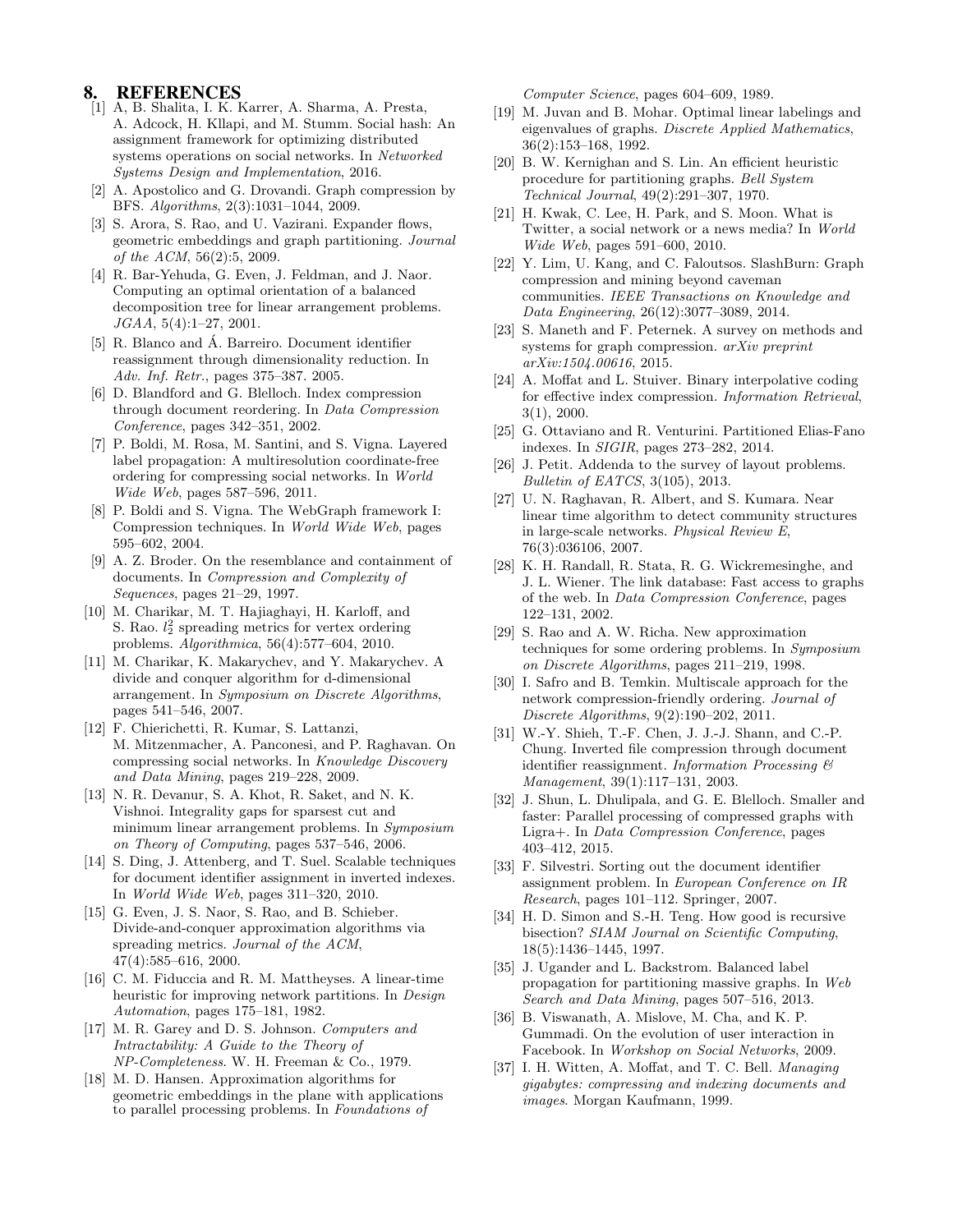## 8. REFERENCES

[1] A, B. Shalita, I. K. Karrer, A. Sharma, A. Presta, A. Adcock, H. Kllapi, and M. Stumm. Social hash: An assignment framework for optimizing distributed systems operations on social networks. In *Networked Systems Design and Implementation*, 2016.

[2] A. Apostolico and G. Drovandi. Graph compression by BFS. *Algorithms*, 2(3):1031–1044, 2009.

[3] S. Arora, S. Rao, and U. Vazirani. Expander flows, geometric embeddings and graph partitioning. *Journal of the ACM*, 56(2):5, 2009.

[4] R. Bar-Yehuda, G. Even, J. Feldman, and J. Naor. Computing an optimal orientation of a balanced decomposition tree for linear arrangement problems. *JGAA*, 5(4):1–27, 2001.

[5] R. Blanco and Á. Barreiro. Document identifier reassignment through dimensionality reduction. In *Adv. Inf. Retr.*, pages 375–387. 2005.

[6] D. Blandford and G. Blelloch. Index compression through document reordering. In *Data Compression Conference*, pages 342–351, 2002.

[7] P. Boldi, M. Rosa, M. Santini, and S. Vigna. Layered label propagation: A multiresolution coordinate-free ordering for compressing social networks. In *World Wide Web*, pages 587–596, 2011.

[8] P. Boldi and S. Vigna. The WebGraph framework I: Compression techniques. In *World Wide Web*, pages 595–602, 2004.

[9] A. Z. Broder. On the resemblance and containment of documents. In *Compression and Complexity of Sequences*, pages 21–29, 1997.

[10] M. Charikar, M. T. Hajiaghayi, H. Karloff, and S. Rao. $l_2^2$ spreading metrics for vertex ordering problems. *Algorithmica*, 56(4):577–604, 2010.

[11] M. Charikar, K. Makarychev, and Y. Makarychev. A divide and conquer algorithm for d-dimensional arrangement. In *Symposium on Discrete Algorithms*, pages 541–546, 2007.

[12] F. Chierichetti, R. Kumar, S. Lattanzi, M. Mitzenmacher, A. Panconesi, and P. Raghavan. On compressing social networks. In *Knowledge Discovery and Data Mining*, pages 219–228, 2009.

[13] N. R. Devanur, S. A. Khot, R. Saket, and N. K. Vishnoi. Integrality gaps for sparsest cut and minimum linear arrangement problems. In *Symposium on Theory of Computing*, pages 537–546, 2006.

[14] S. Ding, J. Attenberg, and T. Suel. Scalable techniques for document identifier assignment in inverted indexes. In *World Wide Web*, pages 311–320, 2010.

[15] G. Even, J. S. Naor, S. Rao, and B. Schieber. Divide-and-conquer approximation algorithms via spreading metrics. *Journal of the ACM*, 47(4):585–616, 2000.

[16] C. M. Fiduccia and R. M. Mattheyses. A linear-time heuristic for improving network partitions. In *Design Automation*, pages 175–181, 1982.

[17] M. R. Garey and D. S. Johnson. *Computers and Intractability: A Guide to the Theory of NP-Completeness*. W. H. Freeman & Co., 1979.

[18] M. D. Hansen. Approximation algorithms for geometric embeddings in the plane with applications to parallel processing problems. In *Foundations of Computer Science*, pages 604–609, 1989.

[19] M. Juvan and B. Mohar. Optimal linear labelings and eigenvalues of graphs. *Discrete Applied Mathematics*, 36(2):153–168, 1992.

[20] B. W. Kernighan and S. Lin. An efficient heuristic procedure for partitioning graphs. *Bell System Technical Journal*, 49(2):291–307, 1970.

[21] H. Kwak, C. Lee, H. Park, and S. Moon. What is Twitter, a social network or a news media? In *World Wide Web*, pages 591–600, 2010.

[22] Y. Lim, U. Kang, and C. Faloutsos. SlashBurn: Graph compression and mining beyond caveman communities. *IEEE Transactions on Knowledge and Data Engineering*, 26(12):3077–3089, 2014.

[23] S. Maneth and F. Peternek. A survey on methods and systems for graph compression. *arXiv preprint arXiv:1504.00616*, 2015.

[24] A. Moffat and L. Stuiver. Binary interpolative coding for effective index compression. *Information Retrieval*, 3(1), 2000.

[25] G. Ottaviano and R. Venturini. Partitioned Elias-Fano indexes. In *SIGIR*, pages 273–282, 2014.

[26] J. Petit. Addenda to the survey of layout problems. *Bulletin of EATCS*, 3(105), 2013.

[27] U. N. Raghavan, R. Albert, and S. Kumara. Near linear time algorithm to detect community structures in large-scale networks. *Physical Review E*, 76(3):036106, 2007.

[28] K. H. Randall, R. Stata, R. G. Wickremesinghe, and J. L. Wiener. The link database: Fast access to graphs of the web. In *Data Compression Conference*, pages 122–131, 2002.

[29] S. Rao and A. W. Richa. New approximation techniques for some ordering problems. In *Symposium on Discrete Algorithms*, pages 211–219, 1998.

[30] I. Safro and B. Temkin. Multiscale approach for the network compression-friendly ordering. *Journal of Discrete Algorithms*, 9(2):190–202, 2011.

[31] W.-Y. Shieh, T.-F. Chen, J. J.-J. Shann, and C.-P. Chung. Inverted file compression through document identifier reassignment. *Information Processing & Management*, 39(1):117–131, 2003.

[32] J. Shun, L. Dhulipala, and G. E. Blelloch. Smaller and faster: Parallel processing of compressed graphs with Ligra+. In *Data Compression Conference*, pages 403–412, 2015.

[33] F. Silvestri. Sorting out the document identifier assignment problem. In *European Conference on IR Research*, pages 101–112. Springer, 2007.

[34] H. D. Simon and S.-H. Teng. How good is recursive bisection? *SIAM Journal on Scientific Computing*, 18(5):1436–1445, 1997.

[35] J. Ugander and L. Backstrom. Balanced label propagation for partitioning massive graphs. In *Web Search and Data Mining*, pages 507–516, 2013.

[36] B. Viswanath, A. Mislove, M. Cha, and K. P. Gummadi. On the evolution of user interaction in Facebook. In *Workshop on Social Networks*, 2009.

[37] I. H. Witten, A. Moffat, and T. C. Bell. *Managing gigabytes: compressing and indexing documents and images*. Morgan Kaufmann, 1999.